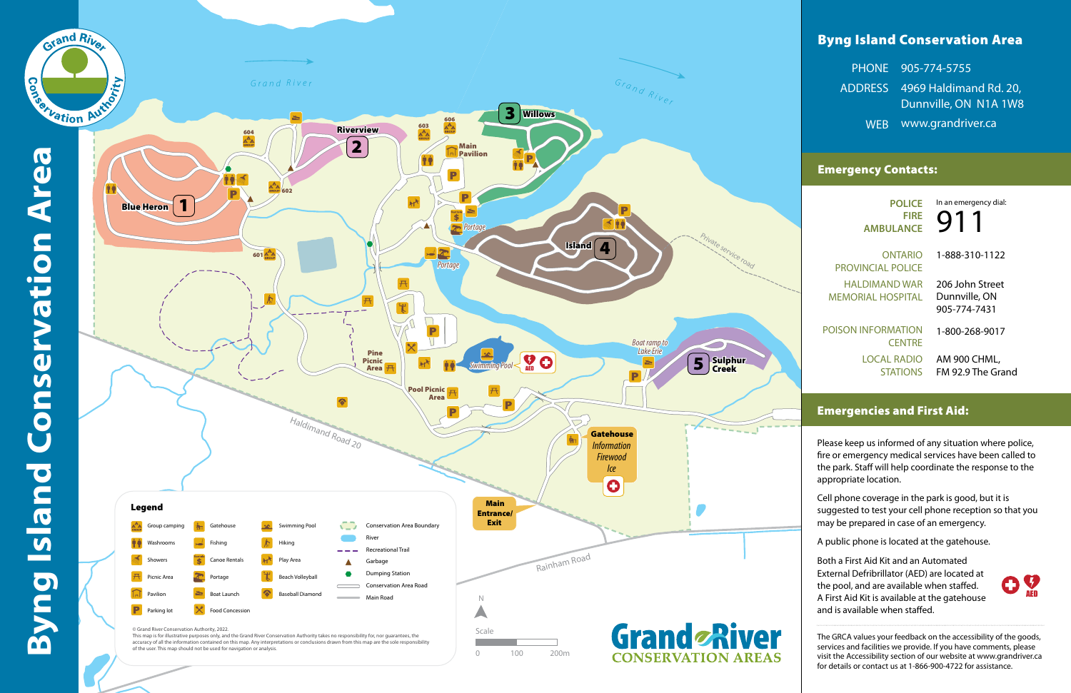# Byng Island Conservation Area

## Byng Island Conservation Area

| | |
|---|---|
| PHONE | 905-774-5755 |
| ADDRESS | 4969 Haldimand Rd. 20, Dunnville, ON N1A 1W8 |
| WEB | www.grandriver.ca |

## Emergency Contacts:

| | |
|---|---|
| POLICE FIRE AMBULANCE | In an emergency dial: 911 |
| ONTARIO PROVINCIAL POLICE | 1-888-310-1122 |
| HALDIMAND WAR MEMORIAL HOSPITAL | 206 John Street Dunnville, ON 905-774-7431 |
| POISON INFORMATION CENTRE | 1-800-268-9017 |
| LOCAL RADIO STATIONS | AM 900 CHML, FM 92.9 The Grand |

## Emergencies and First Aid:

Please keep us informed of any situation where police, fire or emergency medical services have been called to the park. Staff will help coordinate the response to the appropriate location.

Cell phone coverage in the park is good, but it is suggested to test your cell phone reception so that you may be prepared in case of an emergency.

A public phone is located at the gatehouse.

Both a First Aid Kit and an Automated External Defibrillator (AED) are located at the pool, and are available when staffed. A First Aid Kit is available at the gatehouse and is available when staffed.

The GRCA values your feedback on the accessibility of the goods, services and facilities we provide. If you have comments, please visit the Accessibility section of our website at www.grandriver.ca for details or contact us at 1-866-900-4722 for assistance.

---

Grand River Conservation Authority

Grand River · Grand River · Haldimand Road 20 · Rainham Road · Private service road · Boat ramp to Lake Erie

1 Blue Heron · 2 Riverview · 3 Willows · 4 Island · 5 Sulphur Creek

604 · 606 · 603 · 602 · 601 · Main Pavilion · Portage · Portage · Pine Picnic Area · Pool Picnic Area · Swimming Pool · AED

Gatehouse · *Information* · *Firewood* · *Ice*

Main Entrance/ Exit

### Legend

| | | | |
|---|---|---|---|
| Group camping | Gatehouse | Swimming Pool | Conservation Area Boundary |
| Washrooms | Fishing | Hiking | River |
| Showers | Canoe Rentals | Play Area | Recreational Trail |
| Picnic Area | Portage | Beach Volleyball | Garbage |
| Pavilion | Boat Launch | Baseball Diamond | Dumping Station |
| Parking lot | Food Concession | | Conservation Area Road |
| | | | Main Road |

© Grand River Conservation Authority, 2022.
This map is for illustrative purposes only, and the Grand River Conservation Authority takes no responsibility for, nor guarantees, the accuracy of all the information contained on this map. Any interpretations or conclusions drawn from this map are the sole responsibility of the user. This map should not be used for navigation or analysis.

N

Scale 0 100 200m

Grand River CONSERVATION AREAS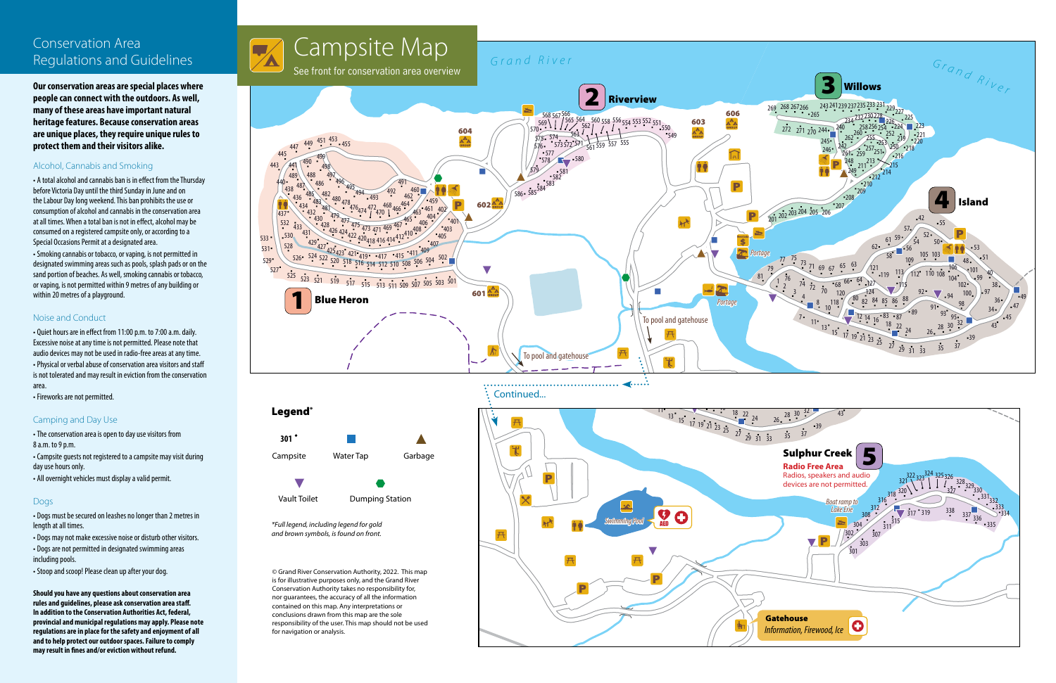## Conservation Area Regulations and Guidelines

**Our conservation areas are special places where people can connect with the outdoors. As well, many of these areas have important natural heritage features. Because conservation areas are unique places, they require unique rules to protect them and their visitors alike.**

### Alcohol, Cannabis and Smoking

- A total alcohol and cannabis ban is in effect from the Thursday before Victoria Day until the third Sunday in June and on the Labour Day long weekend. This ban prohibits the use or consumption of alcohol and cannabis in the conservation area at all times. When a total ban is not in effect, alcohol may be consumed on a registered campsite only, or according to a Special Occasions Permit at a designated area.
- Smoking cannabis or tobacco, or vaping, is not permitted in designated swimming areas such as pools, splash pads or on the sand portion of beaches. As well, smoking cannabis or tobacco, or vaping, is not permitted within 9 metres of any building or within 20 metres of a playground.

### Noise and Conduct

- Quiet hours are in effect from 11:00 p.m. to 7:00 a.m. daily. Excessive noise at any time is not permitted. Please note that audio devices may not be used in radio-free areas at any time.
- Physical or verbal abuse of conservation area visitors and staff is not tolerated and may result in eviction from the conservation area.
- Fireworks are not permitted.

### Camping and Day Use

- The conservation area is open to day use visitors from 8 a.m. to 9 p.m.
- Campsite guests not registered to a campsite may visit during day use hours only.
- All overnight vehicles must display a valid permit.

### Dogs

- Dogs must be secured on leashes no longer than 2 metres in length at all times.
- Dogs may not make excessive noise or disturb other visitors.
- Dogs are not permitted in designated swimming areas including pools.
- Stoop and scoop! Please clean up after your dog.

**Should you have any questions about conservation area rules and guidelines, please ask conservation area staff. In addition to the Conservation Authorities Act, federal, provincial and municipal regulations may apply. Please note regulations are in place for the safety and enjoyment of all and to help protect our outdoor spaces. Failure to comply may result in fines and/or eviction without refund.**

## Campsite Map

See front for conservation area overview

Grand River

1 Blue Heron

2 Riverview

3 Willows

4 Island

5 Sulphur Creek

Radio Free Area

Radios, speakers and audio devices are not permitted.

Portage

To pool and gatehouse

Continued...

Boat ramp to Lake Erie

Swimming Pool

AED

Gatehouse

Information, Firewood, Ice

### Legend*

301 • Campsite

Water Tap

Garbage

Vault Toilet

Dumping Station

*\*Full legend, including legend for gold and brown symbols, is found on front.*

© Grand River Conservation Authority, 2022. This map is for illustrative purposes only, and the Grand River Conservation Authority takes no responsibility for, nor guarantees, the accuracy of all the information contained on this map. Any interpretations or conclusions drawn from this map are the sole responsibility of the user. This map should not be used for navigation or analysis.